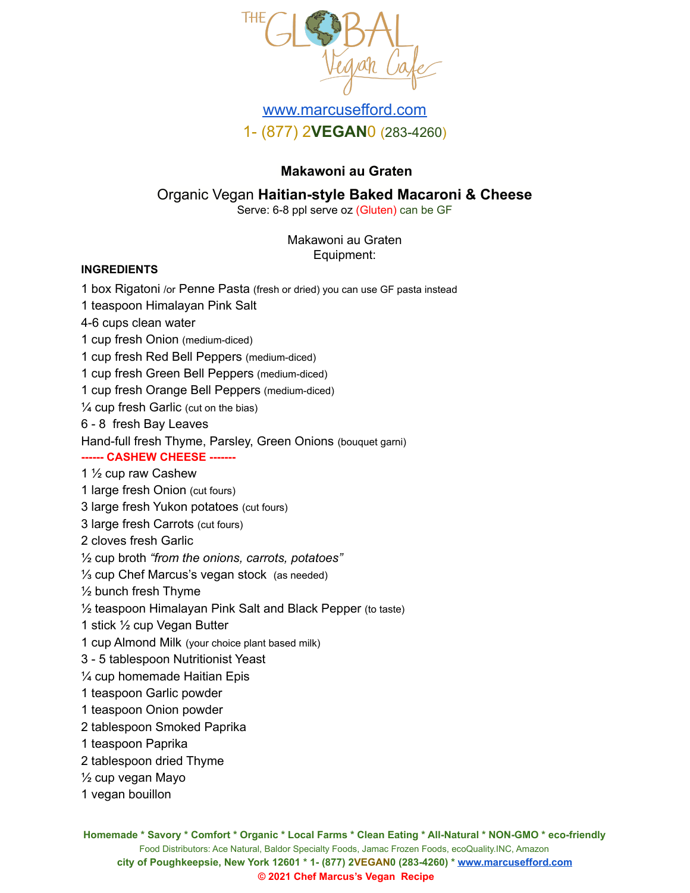THE GLOBAL Vegan Cafe

www.marcusefford.com

1- (877) 2VEGAN0 (283-4260)

**Makawoni au Graten**

Organic Vegan **Haitian-style Baked Macaroni & Cheese**

Serve: 6-8 ppl serve oz (Gluten) can be GF

Makawoni au Graten

Equipment:

**INGREDIENTS**

1 box Rigatoni /or Penne Pasta (fresh or dried) you can use GF pasta instead

1 teaspoon Himalayan Pink Salt

4-6 cups clean water

1 cup fresh Onion (medium-diced)

1 cup fresh Red Bell Peppers (medium-diced)

1 cup fresh Green Bell Peppers (medium-diced)

1 cup fresh Orange Bell Peppers (medium-diced)

¼ cup fresh Garlic (cut on the bias)

6 - 8 fresh Bay Leaves

Hand-full fresh Thyme, Parsley, Green Onions (bouquet garni)

**------ CASHEW CHEESE -------**

1 ½ cup raw Cashew

1 large fresh Onion (cut fours)

3 large fresh Yukon potatoes (cut fours)

3 large fresh Carrots (cut fours)

2 cloves fresh Garlic

½ cup broth *"from the onions, carrots, potatoes"*

⅓ cup Chef Marcus's vegan stock (as needed)

½ bunch fresh Thyme

½ teaspoon Himalayan Pink Salt and Black Pepper (to taste)

1 stick ½ cup Vegan Butter

1 cup Almond Milk (your choice plant based milk)

3 - 5 tablespoon Nutritionist Yeast

¼ cup homemade Haitian Epis

1 teaspoon Garlic powder

1 teaspoon Onion powder

2 tablespoon Smoked Paprika

1 teaspoon Paprika

2 tablespoon dried Thyme

½ cup vegan Mayo

1 vegan bouillon

**Homemade * Savory * Comfort * Organic * Local Farms * Clean Eating * All-Natural * NON-GMO * eco-friendly**

Food Distributors: Ace Natural, Baldor Specialty Foods, Jamac Frozen Foods, ecoQuality.INC, Amazon

**city of Poughkeepsie, New York 12601 * 1- (877) 2VEGAN0 (283-4260) * www.marcusefford.com**

**© 2021 Chef Marcus's Vegan Recipe**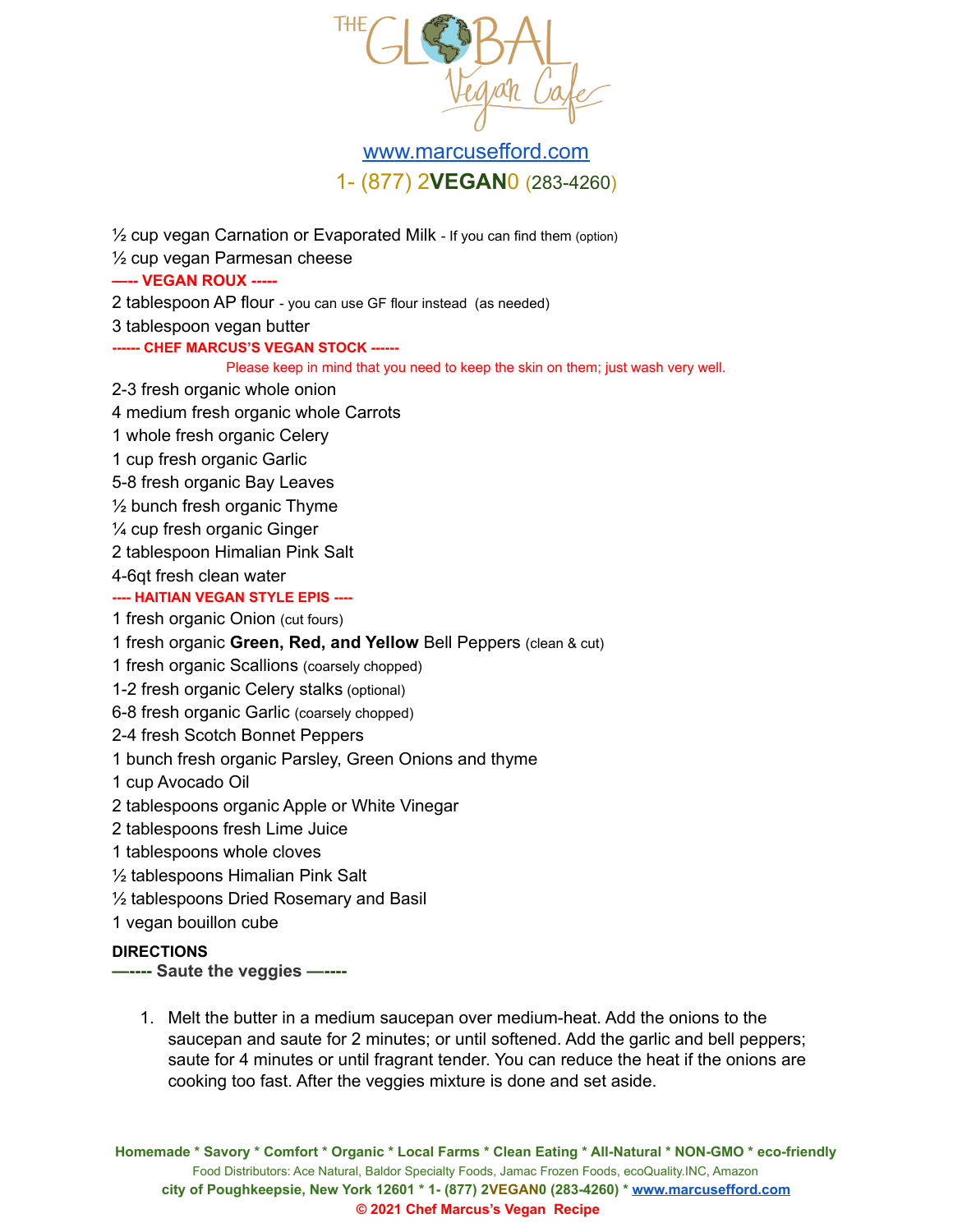½ cup vegan Carnation or Evaporated Milk - If you can find them (option)
½ cup vegan Parmesan cheese

**—-- VEGAN ROUX -----**

2 tablespoon AP flour - you can use GF flour instead (as needed)
3 tablespoon vegan butter

**------ CHEF MARCUS'S VEGAN STOCK ------**

Please keep in mind that you need to keep the skin on them; just wash very well.

2-3 fresh organic whole onion
4 medium fresh organic whole Carrots
1 whole fresh organic Celery
1 cup fresh organic Garlic
5-8 fresh organic Bay Leaves
½ bunch fresh organic Thyme
¼ cup fresh organic Ginger
2 tablespoon Himalian Pink Salt
4-6qt fresh clean water

**---- HAITIAN VEGAN STYLE EPIS ----**

1 fresh organic Onion (cut fours)
1 fresh organic **Green, Red, and Yellow** Bell Peppers (clean & cut)
1 fresh organic Scallions (coarsely chopped)
1-2 fresh organic Celery stalks (optional)
6-8 fresh organic Garlic (coarsely chopped)
2-4 fresh Scotch Bonnet Peppers
1 bunch fresh organic Parsley, Green Onions and thyme
1 cup Avocado Oil
2 tablespoons organic Apple or White Vinegar
2 tablespoons fresh Lime Juice
1 tablespoons whole cloves
½ tablespoons Himalian Pink Salt
½ tablespoons Dried Rosemary and Basil
1 vegan bouillon cube

**DIRECTIONS**

**—---- Saute the veggies —-----**

1. Melt the butter in a medium saucepan over medium-heat. Add the onions to the saucepan and saute for 2 minutes; or until softened. Add the garlic and bell peppers; saute for 4 minutes or until fragrant tender. You can reduce the heat if the onions are cooking too fast. After the veggies mixture is done and set aside.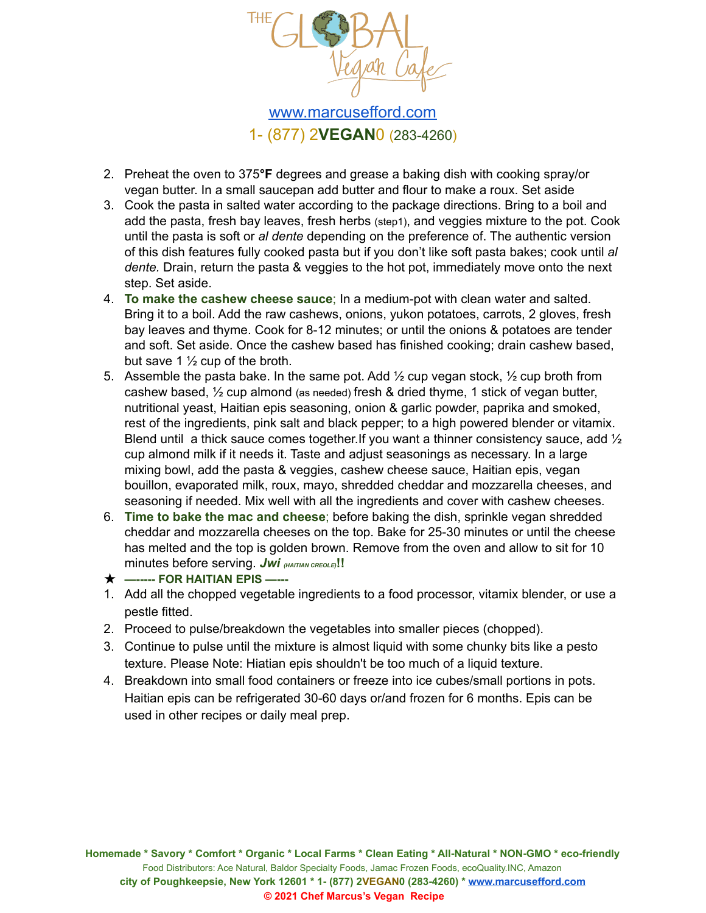www.marcusefford.com

1- (877) 2**VEGAN**0 (283-4260)

2. Preheat the oven to 375°**F** degrees and grease a baking dish with cooking spray/or vegan butter. In a small saucepan add butter and flour to make a roux. Set aside
3. Cook the pasta in salted water according to the package directions. Bring to a boil and add the pasta, fresh bay leaves, fresh herbs (step1), and veggies mixture to the pot. Cook until the pasta is soft or *al dente* depending on the preference of. The authentic version of this dish features fully cooked pasta but if you don't like soft pasta bakes; cook until *al dente*. Drain, return the pasta & veggies to the hot pot, immediately move onto the next step. Set aside.
4. **To make the cashew cheese sauce**; In a medium-pot with clean water and salted. Bring it to a boil. Add the raw cashews, onions, yukon potatoes, carrots, 2 gloves, fresh bay leaves and thyme. Cook for 8-12 minutes; or until the onions & potatoes are tender and soft. Set aside. Once the cashew based has finished cooking; drain cashew based, but save 1 ½ cup of the broth.
5. Assemble the pasta bake. In the same pot. Add ½ cup vegan stock, ½ cup broth from cashew based, ½ cup almond (as needed) fresh & dried thyme, 1 stick of vegan butter, nutritional yeast, Haitian epis seasoning, onion & garlic powder, paprika and smoked, rest of the ingredients, pink salt and black pepper; to a high powered blender or vitamix. Blend until a thick sauce comes together.If you want a thinner consistency sauce, add ½ cup almond milk if it needs it. Taste and adjust seasonings as necessary. In a large mixing bowl, add the pasta & veggies, cashew cheese sauce, Haitian epis, vegan bouillon, evaporated milk, roux, mayo, shredded cheddar and mozzarella cheeses, and seasoning if needed. Mix well with all the ingredients and cover with cashew cheeses.
6. **Time to bake the mac and cheese**; before baking the dish, sprinkle vegan shredded cheddar and mozzarella cheeses on the top. Bake for 25-30 minutes or until the cheese has melted and the top is golden brown. Remove from the oven and allow to sit for 10 minutes before serving. ***Jwi*** *(HAITIAN CREOLE)***!!**

★ **——- FOR HAITIAN EPIS ——-**

1. Add all the chopped vegetable ingredients to a food processor, vitamix blender, or use a pestle fitted.
2. Proceed to pulse/breakdown the vegetables into smaller pieces (chopped).
3. Continue to pulse until the mixture is almost liquid with some chunky bits like a pesto texture. Please Note: Hiatian epis shouldn't be too much of a liquid texture.
4. Breakdown into small food containers or freeze into ice cubes/small portions in pots. Haitian epis can be refrigerated 30-60 days or/and frozen for 6 months. Epis can be used in other recipes or daily meal prep.

**Homemade * Savory * Comfort * Organic * Local Farms * Clean Eating * All-Natural * NON-GMO * eco-friendly**

Food Distributors: Ace Natural, Baldor Specialty Foods, Jamac Frozen Foods, ecoQuality.INC, Amazon

**city of Poughkeepsie, New York 12601 * 1- (877) 2VEGAN0 (283-4260) * www.marcusefford.com**

**© 2021 Chef Marcus's Vegan Recipe**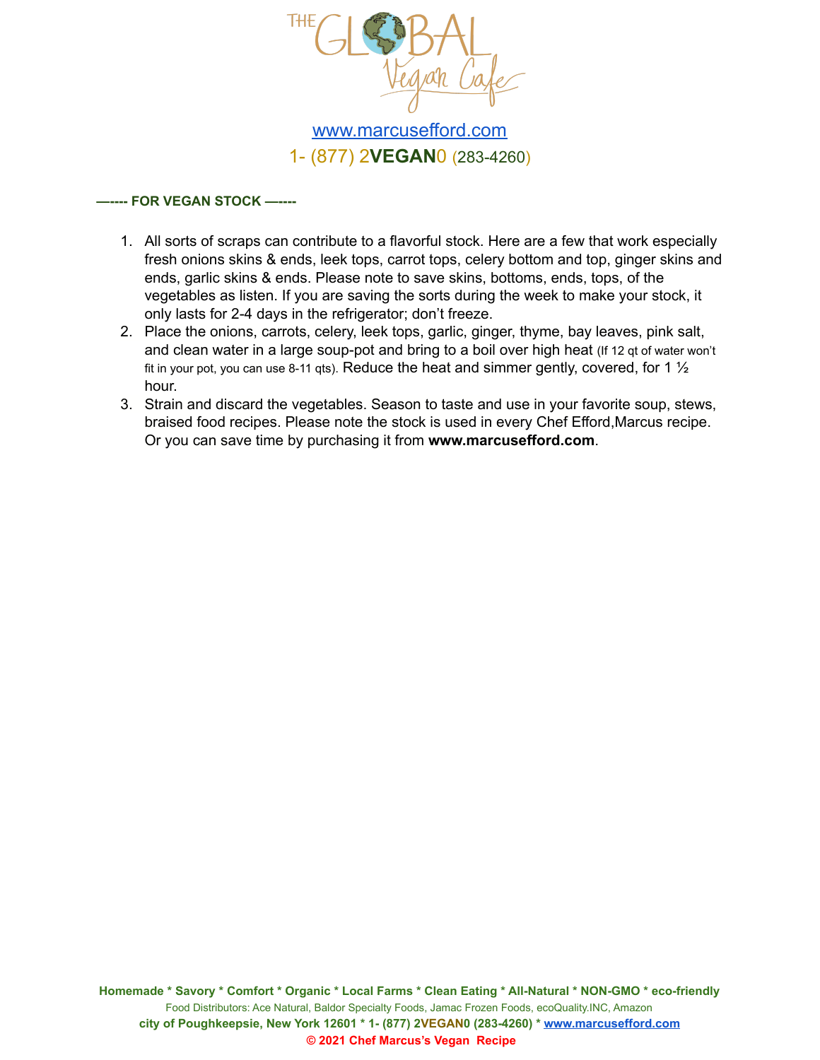# THE GLOBAL Vegan Cafe

www.marcusefford.com

1- (877) 2**VEGAN**0 (283-4260)

**—---- FOR VEGAN STOCK —-----**

1. All sorts of scraps can contribute to a flavorful stock. Here are a few that work especially fresh onions skins & ends, leek tops, carrot tops, celery bottom and top, ginger skins and ends, garlic skins & ends. Please note to save skins, bottoms, ends, tops, of the vegetables as listen. If you are saving the sorts during the week to make your stock, it only lasts for 2-4 days in the refrigerator; don't freeze.
2. Place the onions, carrots, celery, leek tops, garlic, ginger, thyme, bay leaves, pink salt, and clean water in a large soup-pot and bring to a boil over high heat (If 12 qt of water won't fit in your pot, you can use 8-11 qts). Reduce the heat and simmer gently, covered, for 1 ½ hour.
3. Strain and discard the vegetables. Season to taste and use in your favorite soup, stews, braised food recipes. Please note the stock is used in every Chef Efford,Marcus recipe. Or you can save time by purchasing it from **www.marcusefford.com**.

**Homemade * Savory * Comfort * Organic * Local Farms * Clean Eating * All-Natural * NON-GMO * eco-friendly**

Food Distributors: Ace Natural, Baldor Specialty Foods, Jamac Frozen Foods, ecoQuality.INC, Amazon

**city of Poughkeepsie, New York 12601 * 1- (877) 2VEGAN0 (283-4260) * www.marcusefford.com**

**© 2021 Chef Marcus's Vegan Recipe**